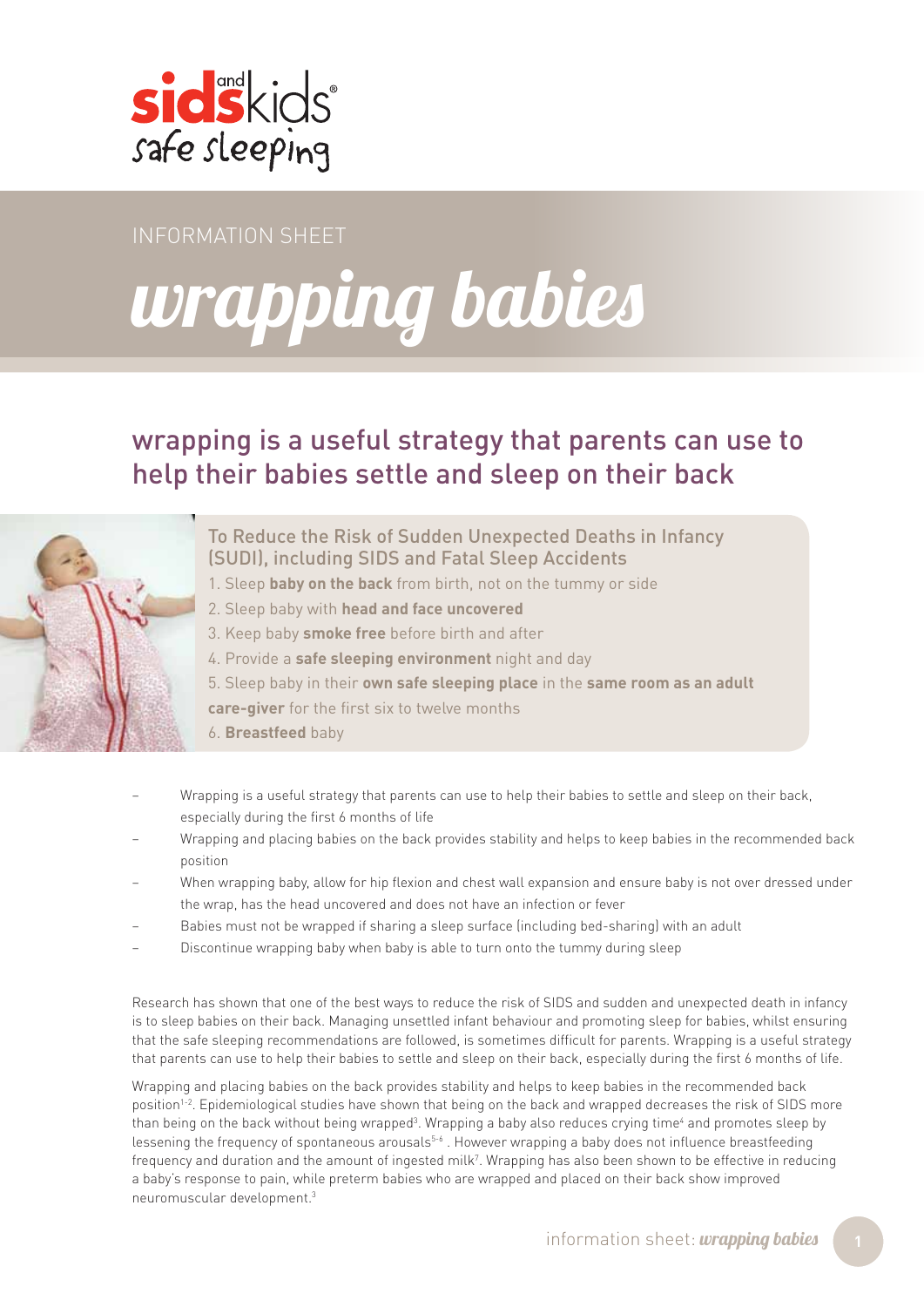sids and kids safe sleeping

INFORMATION SHEET

# wrapping babies

## wrapping is a useful strategy that parents can use to help their babies settle and sleep on their back

### To Reduce the Risk of Sudden Unexpected Deaths in Infancy (SUDI), including SIDS and Fatal Sleep Accidents

1. Sleep **baby on the back** from birth, not on the tummy or side
2. Sleep baby with **head and face uncovered**
3. Keep baby **smoke free** before birth and after
4. Provide a **safe sleeping environment** night and day
5. Sleep baby in their **own safe sleeping place** in the **same room as an adult care-giver** for the first six to twelve months
6. **Breastfeed** baby

- Wrapping is a useful strategy that parents can use to help their babies to settle and sleep on their back, especially during the first 6 months of life
- Wrapping and placing babies on the back provides stability and helps to keep babies in the recommended back position
- When wrapping baby, allow for hip flexion and chest wall expansion and ensure baby is not over dressed under the wrap, has the head uncovered and does not have an infection or fever
- Babies must not be wrapped if sharing a sleep surface (including bed-sharing) with an adult
- Discontinue wrapping baby when baby is able to turn onto the tummy during sleep

Research has shown that one of the best ways to reduce the risk of SIDS and sudden and unexpected death in infancy is to sleep babies on their back. Managing unsettled infant behaviour and promoting sleep for babies, whilst ensuring that the safe sleeping recommendations are followed, is sometimes difficult for parents. Wrapping is a useful strategy that parents can use to help their babies to settle and sleep on their back, especially during the first 6 months of life.

Wrapping and placing babies on the back provides stability and helps to keep babies in the recommended back position[1-2]. Epidemiological studies have shown that being on the back and wrapped decreases the risk of SIDS more than being on the back without being wrapped[3]. Wrapping a baby also reduces crying time[4] and promotes sleep by lessening the frequency of spontaneous arousals[5-6] . However wrapping a baby does not influence breastfeeding frequency and duration and the amount of ingested milk[7]. Wrapping has also been shown to be effective in reducing a baby's response to pain, while preterm babies who are wrapped and placed on their back show improved neuromuscular development.[3]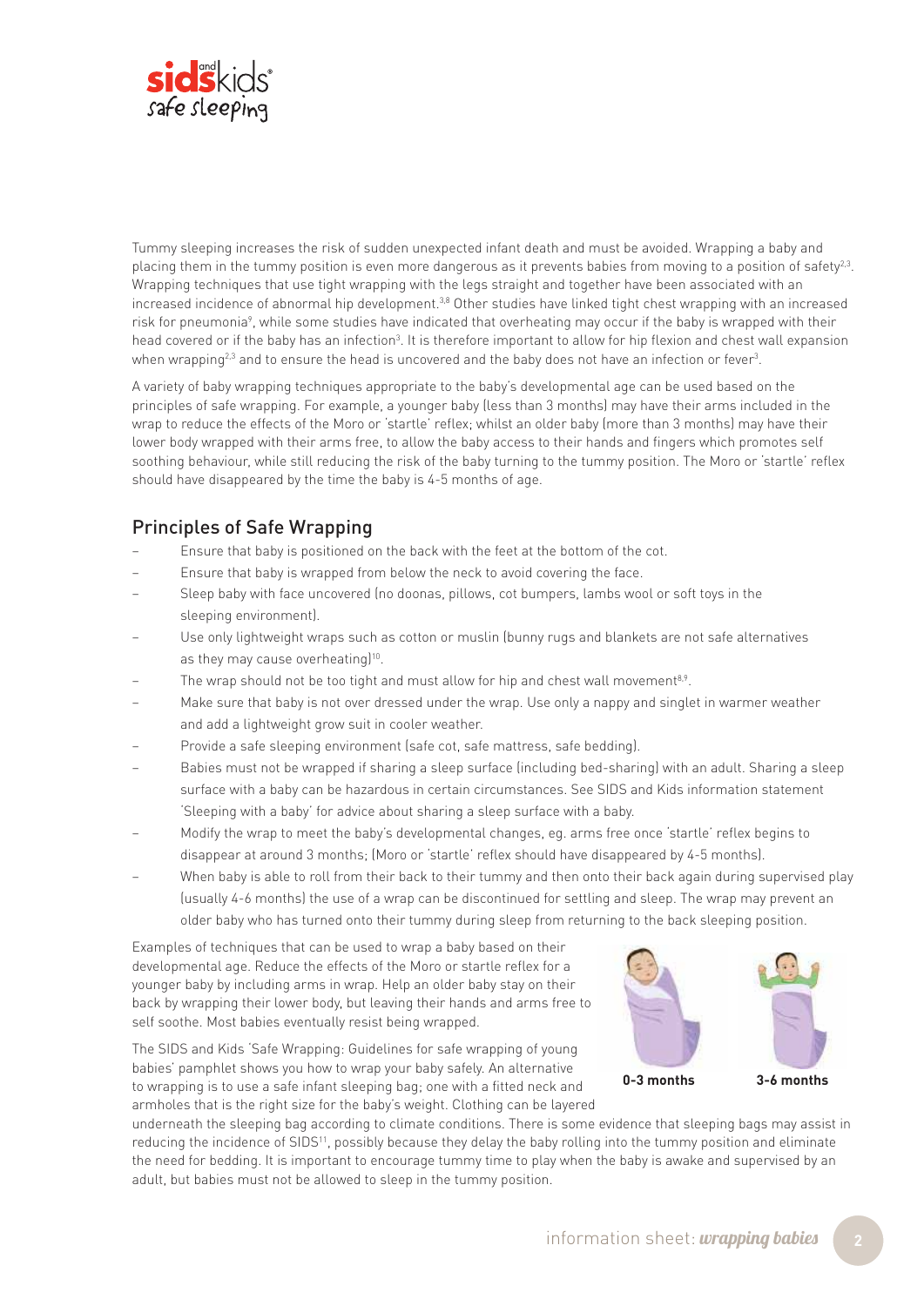Tummy sleeping increases the risk of sudden unexpected infant death and must be avoided. Wrapping a baby and placing them in the tummy position is even more dangerous as it prevents babies from moving to a position of safety[2,3]. Wrapping techniques that use tight wrapping with the legs straight and together have been associated with an increased incidence of abnormal hip development.[3,8] Other studies have linked tight chest wrapping with an increased risk for pneumonia[9], while some studies have indicated that overheating may occur if the baby is wrapped with their head covered or if the baby has an infection[3]. It is therefore important to allow for hip flexion and chest wall expansion when wrapping[2,3] and to ensure the head is uncovered and the baby does not have an infection or fever[3].

A variety of baby wrapping techniques appropriate to the baby's developmental age can be used based on the principles of safe wrapping. For example, a younger baby (less than 3 months) may have their arms included in the wrap to reduce the effects of the Moro or 'startle' reflex; whilst an older baby (more than 3 months) may have their lower body wrapped with their arms free, to allow the baby access to their hands and fingers which promotes self soothing behaviour, while still reducing the risk of the baby turning to the tummy position. The Moro or 'startle' reflex should have disappeared by the time the baby is 4-5 months of age.

## Principles of Safe Wrapping

- Ensure that baby is positioned on the back with the feet at the bottom of the cot.
- Ensure that baby is wrapped from below the neck to avoid covering the face.
- Sleep baby with face uncovered (no doonas, pillows, cot bumpers, lambs wool or soft toys in the sleeping environment).
- Use only lightweight wraps such as cotton or muslin (bunny rugs and blankets are not safe alternatives as they may cause overheating)[10].
- The wrap should not be too tight and must allow for hip and chest wall movement[8,9].
- Make sure that baby is not over dressed under the wrap. Use only a nappy and singlet in warmer weather and add a lightweight grow suit in cooler weather.
- Provide a safe sleeping environment (safe cot, safe mattress, safe bedding).
- Babies must not be wrapped if sharing a sleep surface (including bed-sharing) with an adult. Sharing a sleep surface with a baby can be hazardous in certain circumstances. See SIDS and Kids information statement 'Sleeping with a baby' for advice about sharing a sleep surface with a baby.
- Modify the wrap to meet the baby's developmental changes, eg. arms free once 'startle' reflex begins to disappear at around 3 months; (Moro or 'startle' reflex should have disappeared by 4-5 months).
- When baby is able to roll from their back to their tummy and then onto their back again during supervised play (usually 4-6 months) the use of a wrap can be discontinued for settling and sleep. The wrap may prevent an older baby who has turned onto their tummy during sleep from returning to the back sleeping position.

Examples of techniques that can be used to wrap a baby based on their developmental age. Reduce the effects of the Moro or startle reflex for a younger baby by including arms in wrap. Help an older baby stay on their back by wrapping their lower body, but leaving their hands and arms free to self soothe. Most babies eventually resist being wrapped.

**0-3 months** **3-6 months**

The SIDS and Kids 'Safe Wrapping: Guidelines for safe wrapping of young babies' pamphlet shows you how to wrap your baby safely. An alternative to wrapping is to use a safe infant sleeping bag; one with a fitted neck and armholes that is the right size for the baby's weight. Clothing can be layered underneath the sleeping bag according to climate conditions. There is some evidence that sleeping bags may assist in reducing the incidence of SIDS[11], possibly because they delay the baby rolling into the tummy position and eliminate the need for bedding. It is important to encourage tummy time to play when the baby is awake and supervised by an adult, but babies must not be allowed to sleep in the tummy position.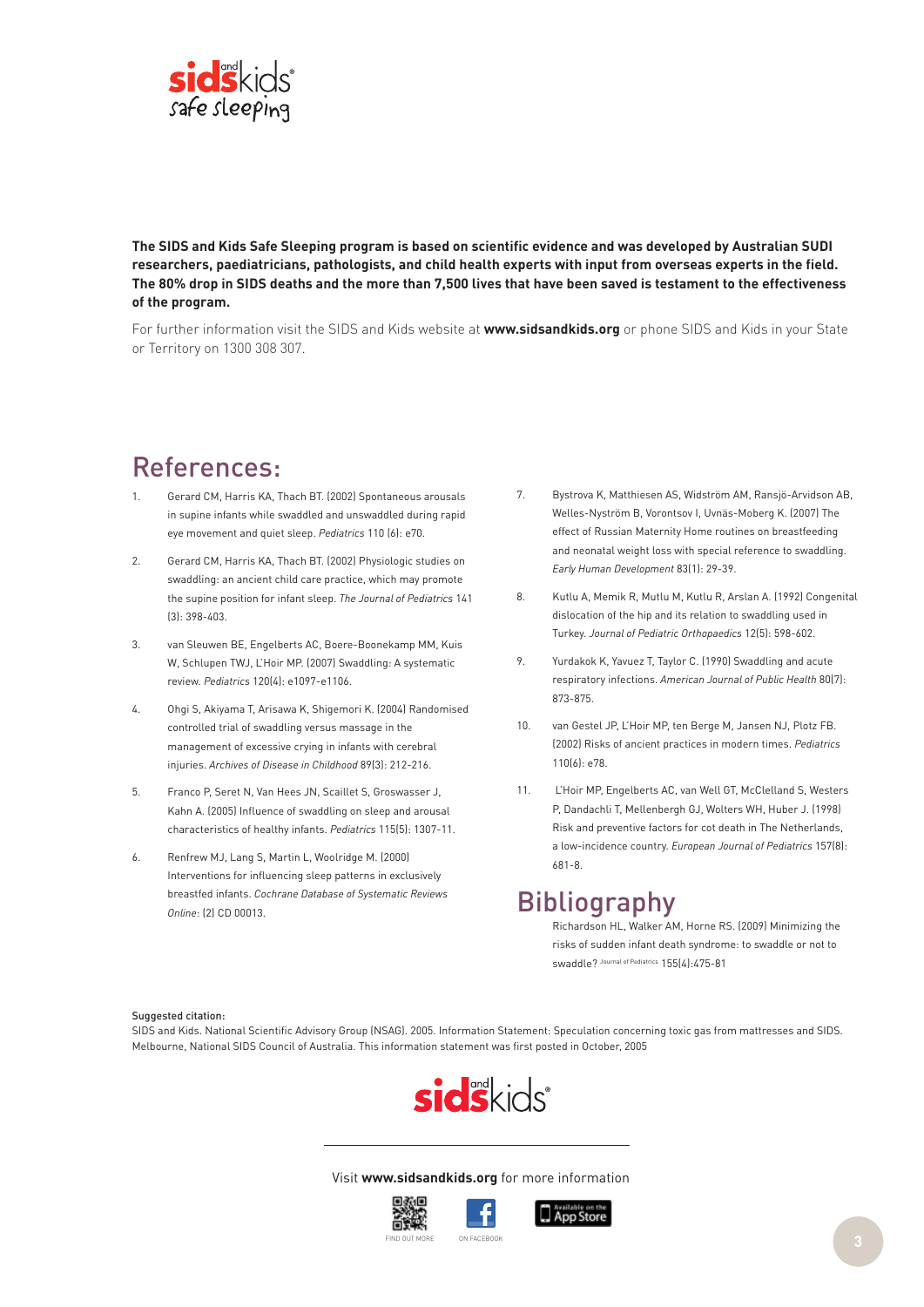**The SIDS and Kids Safe Sleeping program is based on scientific evidence and was developed by Australian SUDI researchers, paediatricians, pathologists, and child health experts with input from overseas experts in the field. The 80% drop in SIDS deaths and the more than 7,500 lives that have been saved is testament to the effectiveness of the program.**

For further information visit the SIDS and Kids website at **www.sidsandkids.org** or phone SIDS and Kids in your State or Territory on 1300 308 307.

## References:

1. Gerard CM, Harris KA, Thach BT. (2002) Spontaneous arousals in supine infants while swaddled and unswaddled during rapid eye movement and quiet sleep. *Pediatrics* 110 (6): e70.
2. Gerard CM, Harris KA, Thach BT. (2002) Physiologic studies on swaddling: an ancient child care practice, which may promote the supine position for infant sleep. *The Journal of Pediatrics* 141 (3): 398-403.
3. van Sleuwen BE, Engelberts AC, Boere-Boonekamp MM, Kuis W, Schlupen TWJ, L'Hoir MP. (2007) Swaddling: A systematic review. *Pediatrics* 120(4): e1097-e1106.
4. Ohgi S, Akiyama T, Arisawa K, Shigemori K. (2004) Randomised controlled trial of swaddling versus massage in the management of excessive crying in infants with cerebral injuries. *Archives of Disease in Childhood* 89(3): 212-216.
5. Franco P, Seret N, Van Hees JN, Scaillet S, Groswasser J, Kahn A. (2005) Influence of swaddling on sleep and arousal characteristics of healthy infants. *Pediatrics* 115(5): 1307-11.
6. Renfrew MJ, Lang S, Martin L, Woolridge M. (2000) Interventions for influencing sleep patterns in exclusively breastfed infants. *Cochrane Database of Systematic Reviews Online*: (2) CD 00013.
7. Bystrova K, Matthiesen AS, Widström AM, Ransjö-Arvidson AB, Welles-Nyström B, Vorontsov I, Uvnäs-Moberg K. (2007) The effect of Russian Maternity Home routines on breastfeeding and neonatal weight loss with special reference to swaddling. *Early Human Development* 83(1): 29-39.
8. Kutlu A, Memik R, Mutlu M, Kutlu R, Arslan A. (1992) Congenital dislocation of the hip and its relation to swaddling used in Turkey. *Journal of Pediatric Orthopaedics* 12(5): 598-602.
9. Yurdakok K, Yavuez T, Taylor C. (1990) Swaddling and acute respiratory infections. *American Journal of Public Health* 80(7): 873-875.
10. van Gestel JP, L'Hoir MP, ten Berge M, Jansen NJ, Plotz FB. (2002) Risks of ancient practices in modern times. *Pediatrics* 110(6): e78.
11. L'Hoir MP, Engelberts AC, van Well GT, McClelland S, Westers P, Dandachli T, Mellenbergh GJ, Wolters WH, Huber J. (1998) Risk and preventive factors for cot death in The Netherlands, a low-incidence country. *European Journal of Pediatrics* 157(8): 681-8.

## Bibliography

Richardson HL, Walker AM, Horne RS. (2009) Minimizing the risks of sudden infant death syndrome: to swaddle or not to swaddle? Journal of Pediatrics 155(4):475-81

Suggested citation:

SIDS and Kids. National Scientific Advisory Group (NSAG). 2005. Information Statement: Speculation concerning toxic gas from mattresses and SIDS. Melbourne, National SIDS Council of Australia. This information statement was first posted in October, 2005

Visit **www.sidsandkids.org** for more information

FIND OUT MORE

ON FACEBOOK